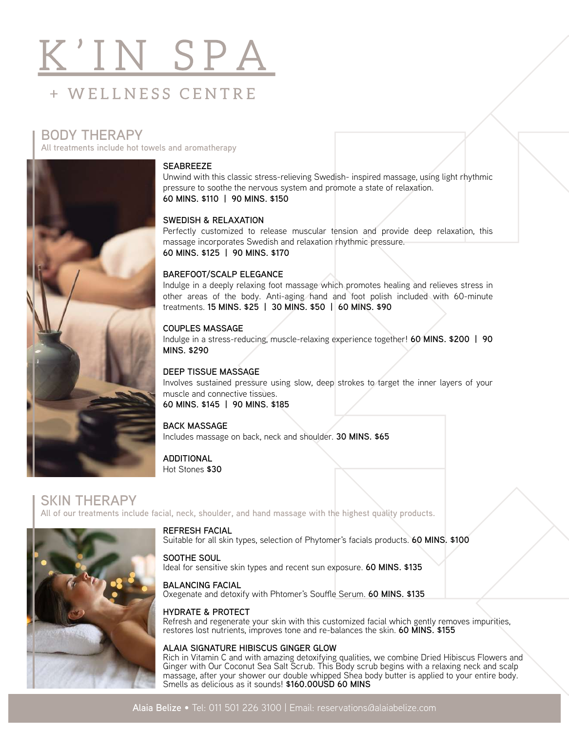# K'IN SPA

+ WELLNESS CENTRE

## BODY THERAPY

All treatments include hot towels and aromatherapy

**SEABREEZE**
Unwind with this classic stress-relieving Swedish- inspired massage, using light rhythmic pressure to soothe the nervous system and promote a state of relaxation.
**60 MINS. $110 | 90 MINS. $150**

**SWEDISH & RELAXATION**
Perfectly customized to release muscular tension and provide deep relaxation, this massage incorporates Swedish and relaxation rhythmic pressure.
**60 MINS. $125 | 90 MINS. $170**

**BAREFOOT/SCALP ELEGANCE**
Indulge in a deeply relaxing foot massage which promotes healing and relieves stress in other areas of the body. Anti-aging hand and foot polish included with 60-minute treatments. **15 MINS. $25 | 30 MINS. $50 | 60 MINS. $90**

**COUPLES MASSAGE**
Indulge in a stress-reducing, muscle-relaxing experience together! **60 MINS. $200 | 90 MINS. $290**

**DEEP TISSUE MASSAGE**
Involves sustained pressure using slow, deep strokes to target the inner layers of your muscle and connective tissues.
**60 MINS. $145 | 90 MINS. $185**

**BACK MASSAGE**
Includes massage on back, neck and shoulder. **30 MINS. $65**

**ADDITIONAL**
Hot Stones **$30**

## SKIN THERAPY

All of our treatments include facial, neck, shoulder, and hand massage with the highest quality products.

**REFRESH FACIAL**
Suitable for all skin types, selection of Phytomer's facials products. **60 MINS. $100**

**SOOTHE SOUL**
Ideal for sensitive skin types and recent sun exposure. **60 MINS. $135**

**BALANCING FACIAL**
Oxegenate and detoxify with Phtomer's Souffle Serum. **60 MINS. $135**

**HYDRATE & PROTECT**
Refresh and regenerate your skin with this customized facial which gently removes impurities, restores lost nutrients, improves tone and re-balances the skin. **60 MINS. $155**

**ALAIA SIGNATURE HIBISCUS GINGER GLOW**
Rich in Vitamin C and with amazing detoxifying qualities, we combine Dried Hibiscus Flowers and Ginger with Our Coconut Sea Salt Scrub. This Body scrub begins with a relaxing neck and scalp massage, after your shower our double whipped Shea body butter is applied to your entire body. Smells as delicious as it sounds! **$160.00USD 60 MINS**

**Alaia Belize** • Tel: 011 501 226 3100 | Email: reservations@alaiabelize.com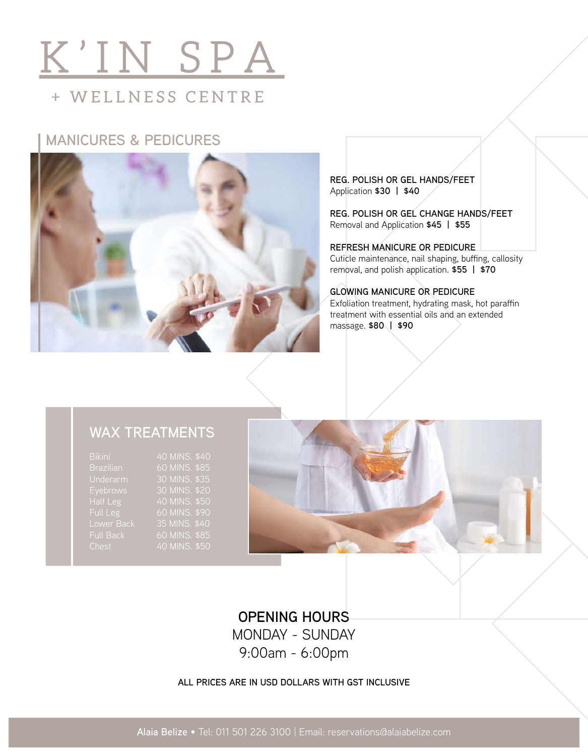# K'IN SPA

+ WELLNESS CENTRE

## MANICURES & PEDICURES

**REG. POLISH OR GEL HANDS/FEET**
Application **$30 | $40**

**REG. POLISH OR GEL CHANGE HANDS/FEET**
Removal and Application **$45 | $55**

**REFRESH MANICURE OR PEDICURE**
Cuticle maintenance, nail shaping, buffing, callosity removal, and polish application. **$55 | $70**

**GLOWING MANICURE OR PEDICURE**
Exfoliation treatment, hydrating mask, hot paraffin treatment with essential oils and an extended massage. **$80 | $90**

## WAX TREATMENTS

| | |
|---|---|
| Bikini | 40 MINS. $40 |
| Brazilian | 60 MINS. $85 |
| Underarm | 30 MINS. $35 |
| Eyebrows | 30 MINS. $20 |
| Half Leg | 40 MINS. $50 |
| Full Leg | 60 MINS. $90 |
| Lower Back | 35 MINS. $40 |
| Full Back | 60 MINS. $85 |
| Chest | 40 MINS. $50 |

**OPENING HOURS**
MONDAY - SUNDAY
9:00am - 6:00pm

**ALL PRICES ARE IN USD DOLLARS WITH GST INCLUSIVE**

**Alaia Belize** • Tel: 011 501 226 3100 | Email: reservations@alaiabelize.com